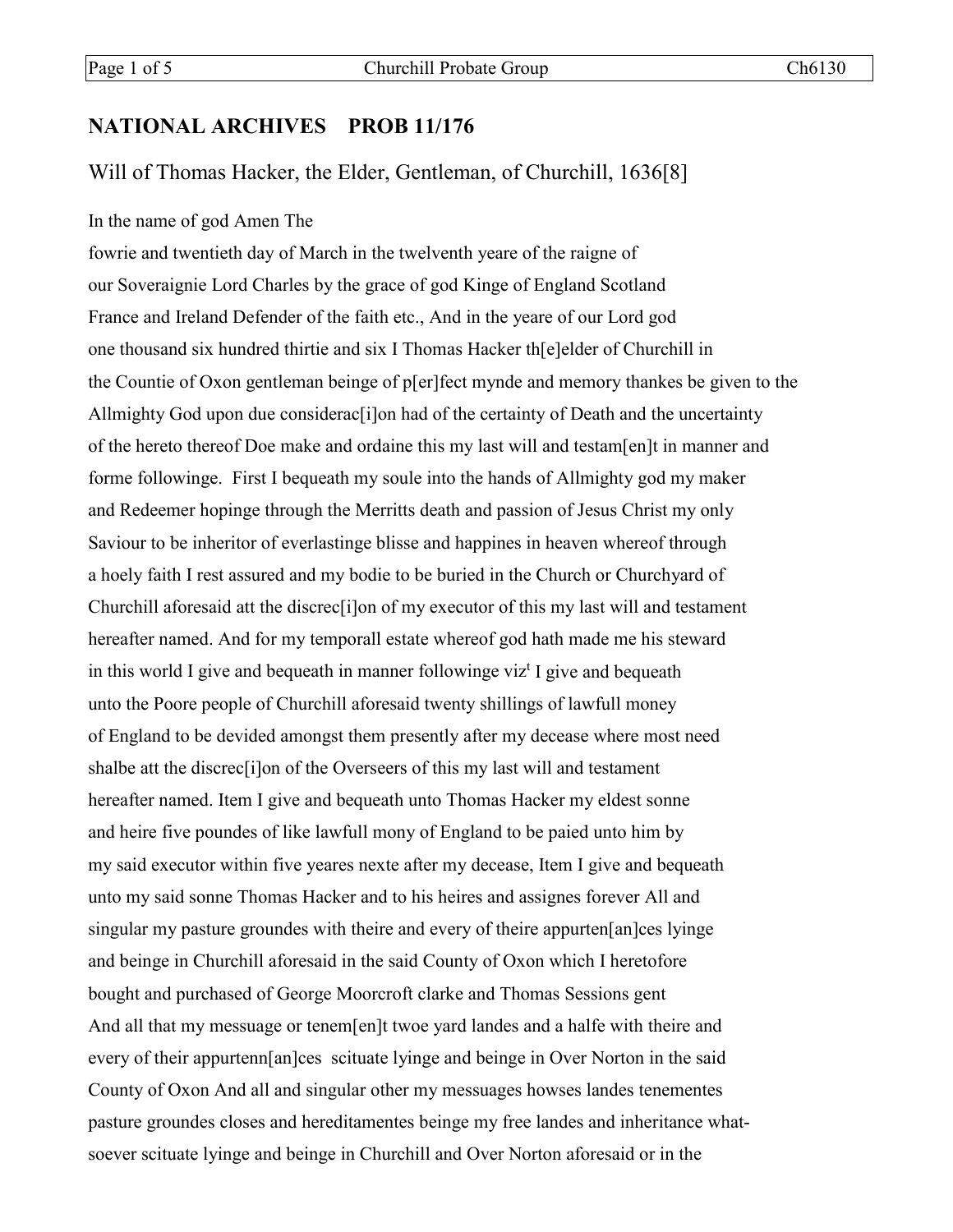## NATIONAL ARCHIVES PROB 11/176

### Will of Thomas Hacker, the Elder, Gentleman, of Churchill, 1636[8]

In the name of god Amen The
fowrie and twentieth day of March in the twelventh yeare of the raigne of
our Soveraignie Lord Charles by the grace of god Kinge of England Scotland
France and Ireland Defender of the faith etc., And in the yeare of our Lord god
one thousand six hundred thirtie and six I Thomas Hacker th[e]elder of Churchill in
the Countie of Oxon gentleman beinge of p[er]fect mynde and memory thankes be given to the
Allmighty God upon due considerac[i]on had of the certainty of Death and the uncertainty
of the hereto thereof Doe make and ordaine this my last will and testam[en]t in manner and
forme followinge. First I bequeath my soule into the hands of Allmighty god my maker
and Redeemer hopinge through the Merritts death and passion of Jesus Christ my only
Saviour to be inheritor of everlastinge blisse and happines in heaven whereof through
a hoely faith I rest assured and my bodie to be buried in the Church or Churchyard of
Churchill aforesaid att the discrec[i]on of my executor of this my last will and testament
hereafter named. And for my temporall estate whereof god hath made me his steward
in this world I give and bequeath in manner followinge viz[t] I give and bequeath
unto the Poore people of Churchill aforesaid twenty shillings of lawfull money
of England to be devided amongst them presently after my decease where most need
shalbe att the discrec[i]on of the Overseers of this my last will and testament
hereafter named. Item I give and bequeath unto Thomas Hacker my eldest sonne
and heire five poundes of like lawfull mony of England to be paied unto him by
my said executor within five yeares nexte after my decease, Item I give and bequeath
unto my said sonne Thomas Hacker and to his heires and assignes forever All and
singular my pasture groundes with theire and every of theire appurten[an]ces lyinge
and beinge in Churchill aforesaid in the said County of Oxon which I heretofore
bought and purchased of George Moorcroft clarke and Thomas Sessions gent
And all that my messuage or tenem[en]t twoe yard landes and a halfe with theire and
every of their appurtenn[an]ces scituate lyinge and beinge in Over Norton in the said
County of Oxon And all and singular other my messuages howses landes tenementes
pasture groundes closes and hereditamentes beinge my free landes and inheritance what-
soever scituate lyinge and beinge in Churchill and Over Norton aforesaid or in the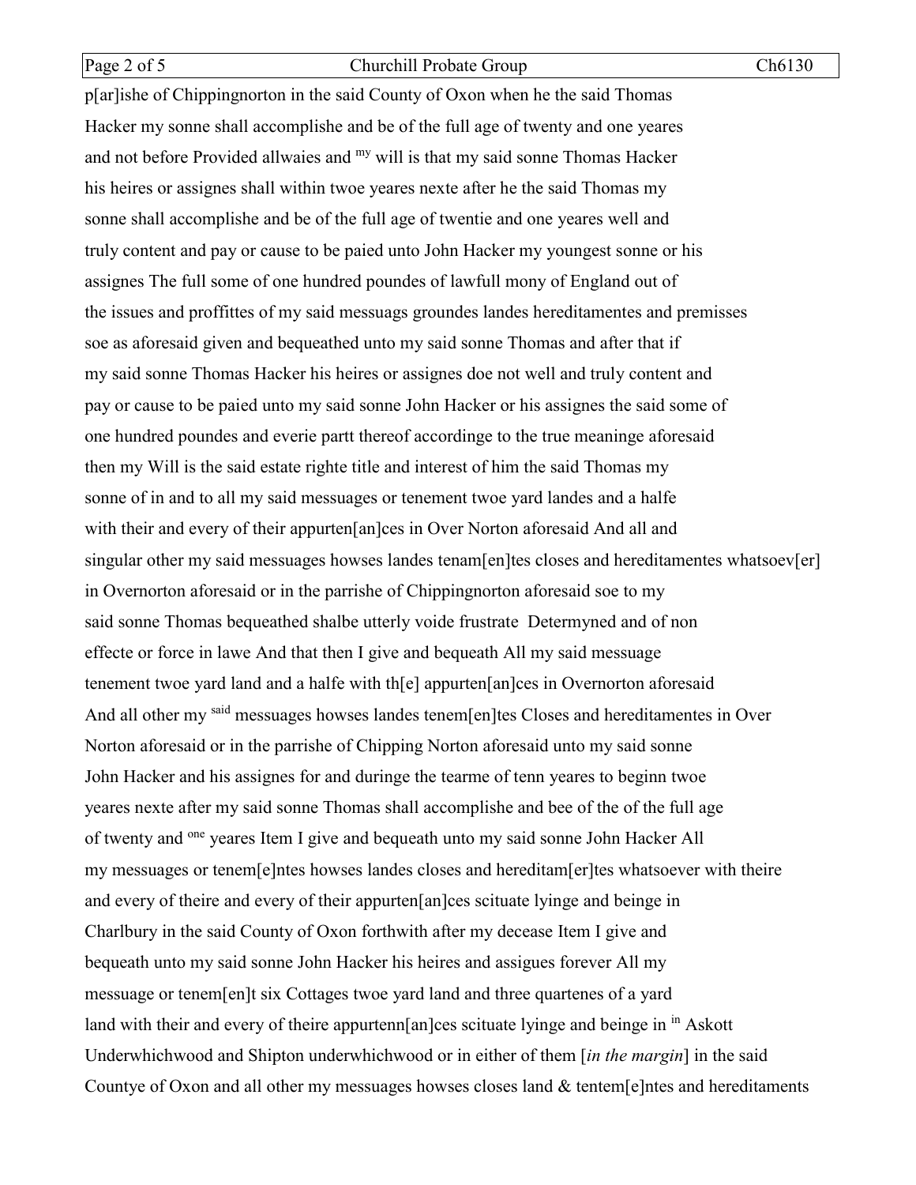p[ar]ishe of Chippingnorton in the said County of Oxon when he the said Thomas Hacker my sonne shall accomplishe and be of the full age of twenty and one yeares and not before Provided allwaies and my will is that my said sonne Thomas Hacker his heires or assignes shall within twoe yeares nexte after he the said Thomas my sonne shall accomplishe and be of the full age of twentie and one yeares well and truly content and pay or cause to be paied unto John Hacker my youngest sonne or his assignes The full some of one hundred poundes of lawfull mony of England out of the issues and proffittes of my said messuags groundes landes hereditamentes and premisses soe as aforesaid given and bequeathed unto my said sonne Thomas and after that if my said sonne Thomas Hacker his heires or assignes doe not well and truly content and pay or cause to be paied unto my said sonne John Hacker or his assignes the said some of one hundred poundes and everie partt thereof accordinge to the true meaninge aforesaid then my Will is the said estate righte title and interest of him the said Thomas my sonne of in and to all my said messuages or tenement twoe yard landes and a halfe with their and every of their appurten[an]ces in Over Norton aforesaid And all and singular other my said messuages howses landes tenam[en]tes closes and hereditamentes whatsoev[er] in Overnorton aforesaid or in the parrishe of Chippingnorton aforesaid soe to my said sonne Thomas bequeathed shalbe utterly voide frustrate Determyned and of non effecte or force in lawe And that then I give and bequeath All my said messuage tenement twoe yard land and a halfe with th[e] appurten[an]ces in Overnorton aforesaid And all other my said messuages howses landes tenem[en]tes Closes and hereditamentes in Over Norton aforesaid or in the parrishe of Chipping Norton aforesaid unto my said sonne John Hacker and his assignes for and duringe the tearme of tenn yeares to beginn twoe yeares nexte after my said sonne Thomas shall accomplishe and bee of the of the full age of twenty and one yeares Item I give and bequeath unto my said sonne John Hacker All my messuages or tenem[e]ntes howses landes closes and hereditam[er]tes whatsoever with theire and every of theire and every of their appurten[an]ces scituate lyinge and beinge in Charlbury in the said County of Oxon forthwith after my decease Item I give and bequeath unto my said sonne John Hacker his heires and assigues forever All my messuage or tenem[en]t six Cottages twoe yard land and three quartenes of a yard land with their and every of theire appurtenn[an]ces scituate lyinge and beinge in in Askott Underwhichwood and Shipton underwhichwood or in either of them [*in the margin*] in the said Countye of Oxon and all other my messuages howses closes land & tentem[e]ntes and hereditaments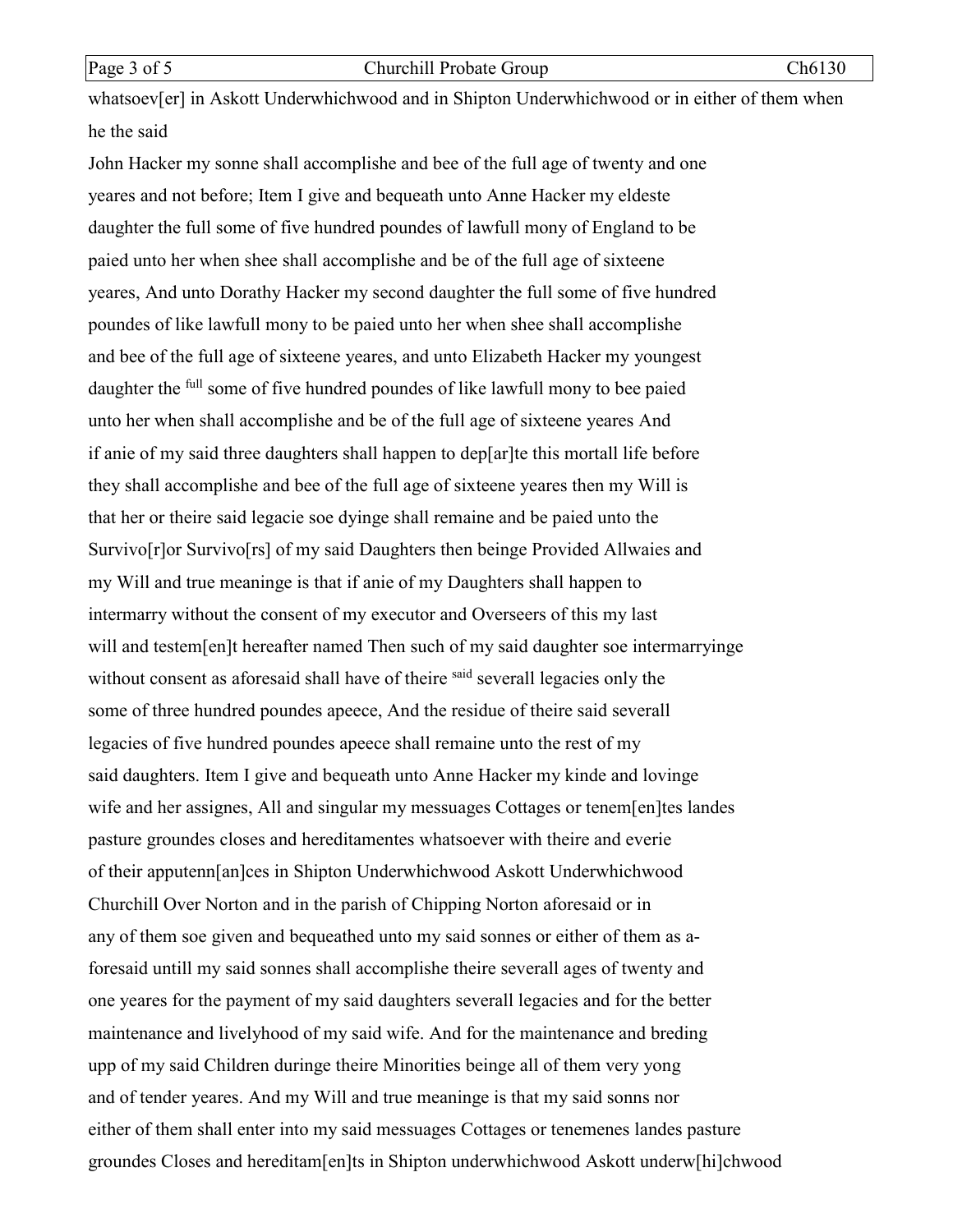whatsoev[er] in Askott Underwhichwood and in Shipton Underwhichwood or in either of them when he the said

John Hacker my sonne shall accomplishe and bee of the full age of twenty and one yeares and not before; Item I give and bequeath unto Anne Hacker my eldeste daughter the full some of five hundred poundes of lawfull mony of England to be paied unto her when shee shall accomplishe and be of the full age of sixteene yeares, And unto Dorathy Hacker my second daughter the full some of five hundred poundes of like lawfull mony to be paied unto her when shee shall accomplishe and bee of the full age of sixteene yeares, and unto Elizabeth Hacker my youngest daughter the full some of five hundred poundes of like lawfull mony to bee paied unto her when shall accomplishe and be of the full age of sixteene yeares And if anie of my said three daughters shall happen to dep[ar]te this mortall life before they shall accomplishe and bee of the full age of sixteene yeares then my Will is that her or theire said legacie soe dyinge shall remaine and be paied unto the Survivo[r]or Survivo[rs] of my said Daughters then beinge Provided Allwaies and my Will and true meaninge is that if anie of my Daughters shall happen to intermarry without the consent of my executor and Overseers of this my last will and testem[en]t hereafter named Then such of my said daughter soe intermarryinge without consent as aforesaid shall have of theire said severall legacies only the some of three hundred poundes apeece, And the residue of theire said severall legacies of five hundred poundes apeece shall remaine unto the rest of my said daughters. Item I give and bequeath unto Anne Hacker my kinde and lovinge wife and her assignes, All and singular my messuages Cottages or tenem[en]tes landes pasture groundes closes and hereditamentes whatsoever with theire and everie of their appurtenn[an]ces in Shipton Underwhichwood Askott Underwhichwood Churchill Over Norton and in the parish of Chipping Norton aforesaid or in any of them soe given and bequeathed unto my said sonnes or either of them as a-foresaid untill my said sonnes shall accomplishe theire severall ages of twenty and one yeares for the payment of my said daughters severall legacies and for the better maintenance and livelyhood of my said wife. And for the maintenance and breding upp of my said Children duringe theire Minorities beinge all of them very yong and of tender yeares. And my Will and true meaninge is that my said sonns nor either of them shall enter into my said messuages Cottages or tenemenes landes pasture groundes Closes and hereditam[en]ts in Shipton underwhichwood Askott underw[hi]chwood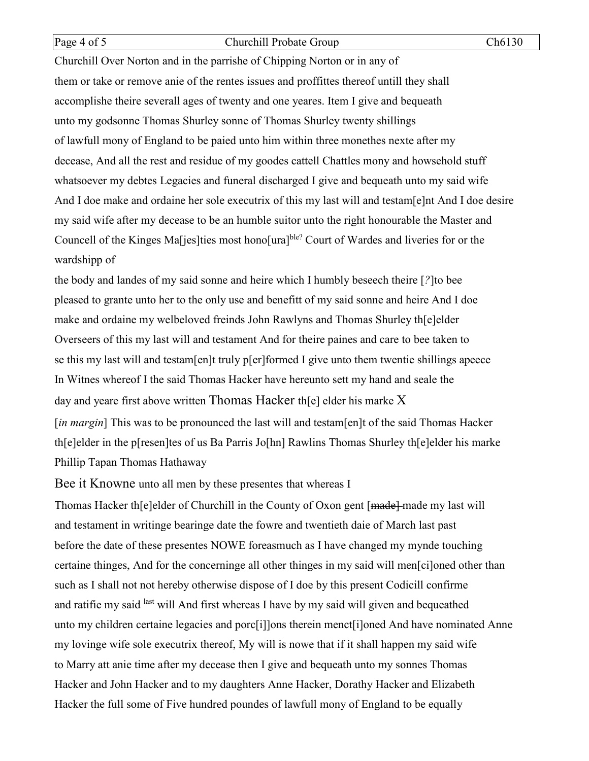Churchill Over Norton and in the parrishe of Chipping Norton or in any of them or take or remove anie of the rentes issues and proffittes thereof untill they shall accomplishe theire severall ages of twenty and one yeares. Item I give and bequeath unto my godsonne Thomas Shurley sonne of Thomas Shurley twenty shillings of lawfull mony of England to be paied unto him within three monethes nexte after my decease, And all the rest and residue of my goodes cattell Chattles mony and howsehold stuff whatsoever my debtes Legacies and funeral discharged I give and bequeath unto my said wife And I doe make and ordaine her sole executrix of this my last will and testam[e]nt And I doe desire my said wife after my decease to be an humble suitor unto the right honourable the Master and Councell of the Kinges Ma[jes]ties most hono[ura]ble? Court of Wardes and liveries for or the wardshipp of

the body and landes of my said sonne and heire which I humbly beseech theire [*?*]to bee pleased to grante unto her to the only use and benefitt of my said sonne and heire And I doe make and ordaine my welbeloved freinds John Rawlyns and Thomas Shurley th[e]elder Overseers of this my last will and testament And for theire paines and care to bee taken to se this my last will and testam[en]t truly p[er]formed I give unto them twentie shillings apeece In Witnes whereof I the said Thomas Hacker have hereunto sett my hand and seale the day and yeare first above written Thomas Hacker th[e] elder his marke X

[*in margin*] This was to be pronounced the last will and testam[en]t of the said Thomas Hacker th[e]elder in the p[resen]tes of us Ba Parris Jo[hn] Rawlins Thomas Shurley th[e]elder his marke Phillip Tapan Thomas Hathaway

Bee it Knowne unto all men by these presentes that whereas I Thomas Hacker th[e]elder of Churchill in the County of Oxon gent ~~[made]~~ made my last will and testament in writinge bearinge date the fowre and twentieth daie of March last past before the date of these presentes NOWE foreasmuch as I have changed my mynde touching certaine thinges, And for the concerninge all other thinges in my said will men[ci]oned other than such as I shall not not hereby otherwise dispose of I doe by this present Codicill confirme and ratifie my said last will And first whereas I have by my said will given and bequeathed unto my children certaine legacies and porc[i]]ons therein menct[i]oned And have nominated Anne my lovinge wife sole executrix thereof, My will is nowe that if it shall happen my said wife to Marry att anie time after my decease then I give and bequeath unto my sonnes Thomas Hacker and John Hacker and to my daughters Anne Hacker, Dorathy Hacker and Elizabeth Hacker the full some of Five hundred poundes of lawfull mony of England to be equally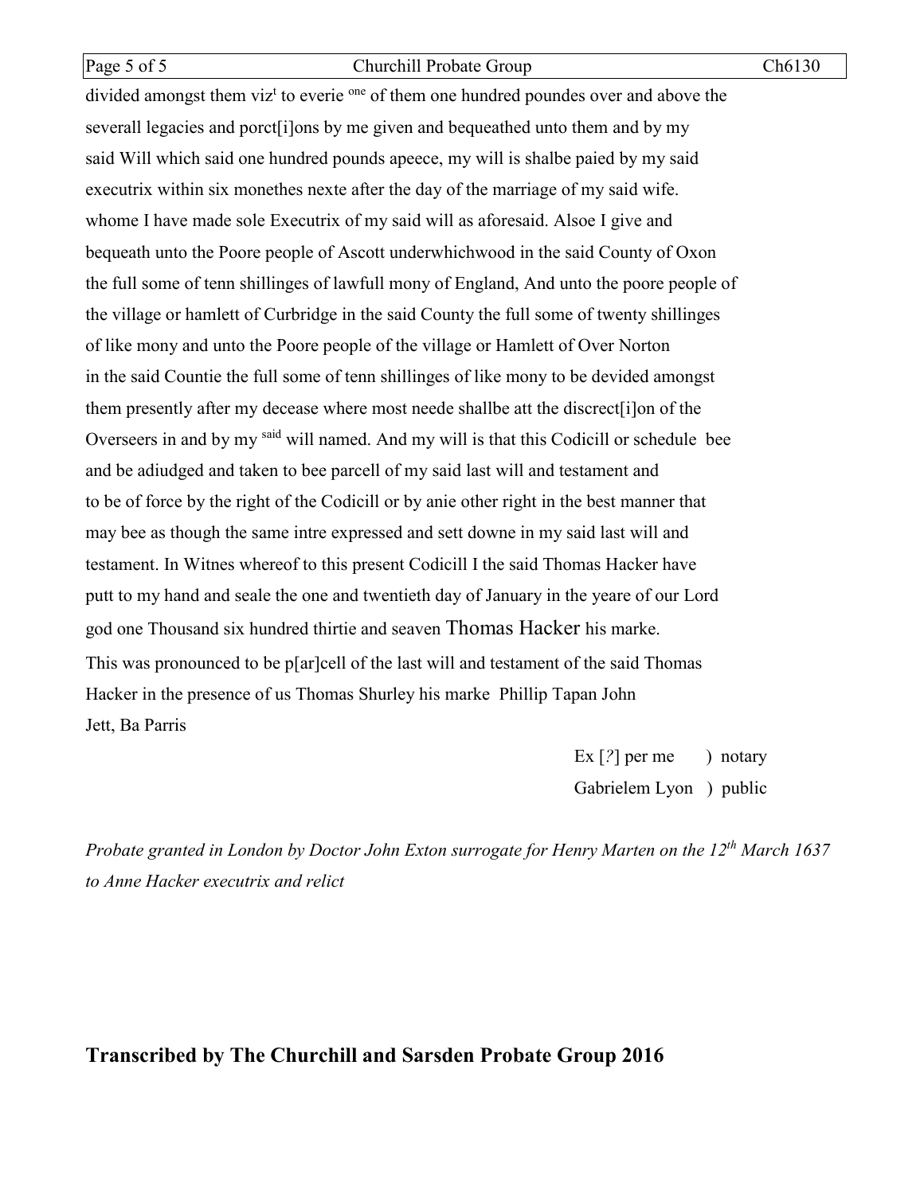divided amongst them viz[t] to everie [one] of them one hundred poundes over and above the severall legacies and porct[i]ons by me given and bequeathed unto them and by my said Will which said one hundred pounds apeece, my will is shalbe paied by my said executrix within six monethes nexte after the day of the marriage of my said wife. whome I have made sole Executrix of my said will as aforesaid. Alsoe I give and bequeath unto the Poore people of Ascott underwhichwood in the said County of Oxon the full some of tenn shillinges of lawfull mony of England, And unto the poore people of the village or hamlett of Curbridge in the said County the full some of twenty shillinges of like mony and unto the Poore people of the village or Hamlett of Over Norton in the said Countie the full some of tenn shillinges of like mony to be devided amongst them presently after my decease where most neede shallbe att the discrect[i]on of the Overseers in and by my [said] will named. And my will is that this Codicill or schedule bee and be adiudged and taken to bee parcell of my said last will and testament and to be of force by the right of the Codicill or by anie other right in the best manner that may bee as though the same intre expressed and sett downe in my said last will and testament. In Witnes whereof to this present Codicill I the said Thomas Hacker have putt to my hand and seale the one and twentieth day of January in the yeare of our Lord god one Thousand six hundred thirtie and seaven Thomas Hacker his marke.

This was pronounced to be p[ar]cell of the last will and testament of the said Thomas Hacker in the presence of us Thomas Shurley his marke Phillip Tapan John Jett, Ba Parris

Ex [*?*] per me ) notary
Gabrielem Lyon ) public

*Probate granted in London by Doctor John Exton surrogate for Henry Marten on the 12th March 1637 to Anne Hacker executrix and relict*

**Transcribed by The Churchill and Sarsden Probate Group 2016**